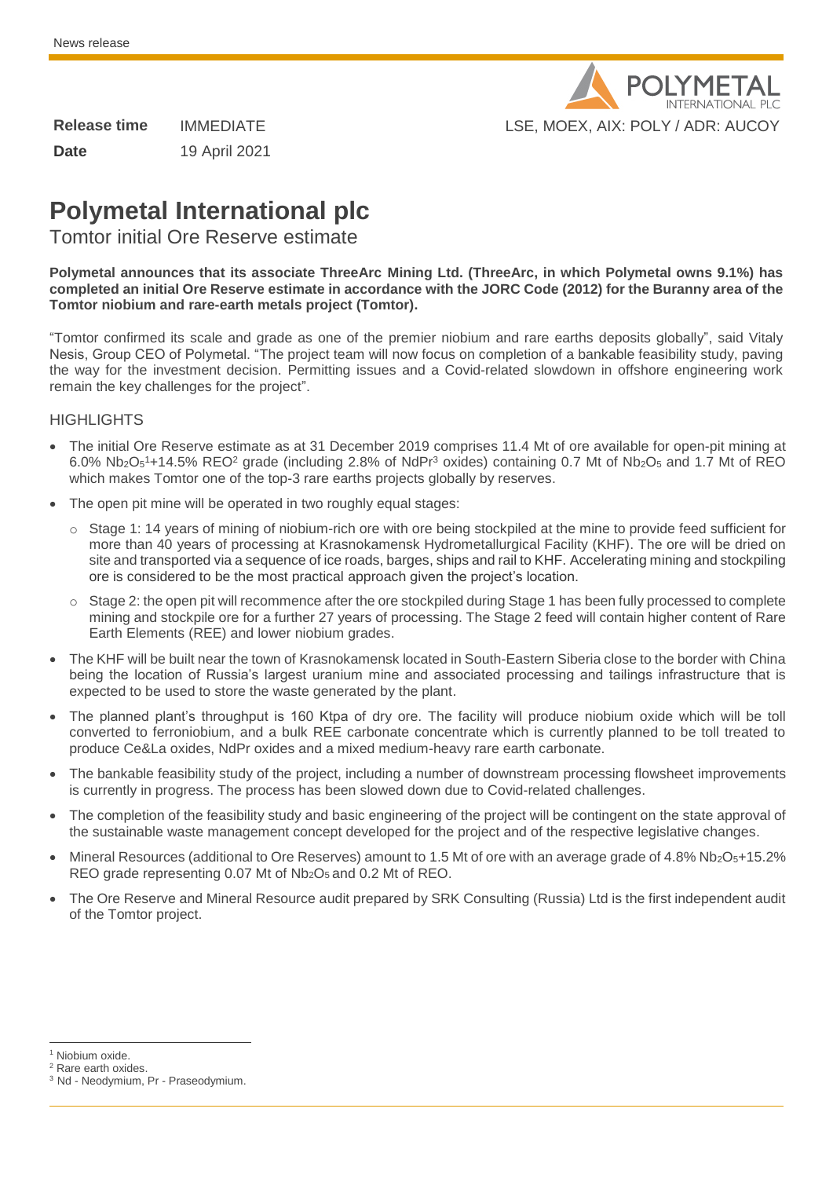News release

| Release time | IMMEDIATE |
| --- | --- |
| Date | 19 April 2021 |

LSE, MOEX, AIX: POLY / ADR: AUCOY

# Polymetal International plc

## Tomtor initial Ore Reserve estimate

**Polymetal announces that its associate ThreeArc Mining Ltd. (ThreeArc, in which Polymetal owns 9.1%) has completed an initial Ore Reserve estimate in accordance with the JORC Code (2012) for the Buranny area of the Tomtor niobium and rare-earth metals project (Tomtor).**

"Tomtor confirmed its scale and grade as one of the premier niobium and rare earths deposits globally", said Vitaly Nesis, Group CEO of Polymetal. "The project team will now focus on completion of a bankable feasibility study, paving the way for the investment decision. Permitting issues and a Covid-related slowdown in offshore engineering work remain the key challenges for the project".

### HIGHLIGHTS

- The initial Ore Reserve estimate as at 31 December 2019 comprises 11.4 Mt of ore available for open-pit mining at 6.0% $Nb_2O_5$[1]+14.5% REO[2] grade (including 2.8% of NdPr[3] oxides) containing 0.7 Mt of $Nb_2O_5$ and 1.7 Mt of REO which makes Tomtor one of the top-3 rare earths projects globally by reserves.
- The open pit mine will be operated in two roughly equal stages:
  - Stage 1: 14 years of mining of niobium-rich ore with ore being stockpiled at the mine to provide feed sufficient for more than 40 years of processing at Krasnokamensk Hydrometallurgical Facility (KHF). The ore will be dried on site and transported via a sequence of ice roads, barges, ships and rail to KHF. Accelerating mining and stockpiling ore is considered to be the most practical approach given the project's location.
  - Stage 2: the open pit will recommence after the ore stockpiled during Stage 1 has been fully processed to complete mining and stockpile ore for a further 27 years of processing. The Stage 2 feed will contain higher content of Rare Earth Elements (REE) and lower niobium grades.
- The KHF will be built near the town of Krasnokamensk located in South-Eastern Siberia close to the border with China being the location of Russia's largest uranium mine and associated processing and tailings infrastructure that is expected to be used to store the waste generated by the plant.
- The planned plant's throughput is 160 Ktpa of dry ore. The facility will produce niobium oxide which will be toll converted to ferroniobium, and a bulk REE carbonate concentrate which is currently planned to be toll treated to produce Ce&La oxides, NdPr oxides and a mixed medium-heavy rare earth carbonate.
- The bankable feasibility study of the project, including a number of downstream processing flowsheet improvements is currently in progress. The process has been slowed down due to Covid-related challenges.
- The completion of the feasibility study and basic engineering of the project will be contingent on the state approval of the sustainable waste management concept developed for the project and of the respective legislative changes.
- Mineral Resources (additional to Ore Reserves) amount to 1.5 Mt of ore with an average grade of 4.8% $Nb_2O_5$+15.2% REO grade representing 0.07 Mt of $Nb_2O_5$ and 0.2 Mt of REO.
- The Ore Reserve and Mineral Resource audit prepared by SRK Consulting (Russia) Ltd is the first independent audit of the Tomtor project.

[1] Niobium oxide.
[2] Rare earth oxides.
[3] Nd - Neodymium, Pr - Praseodymium.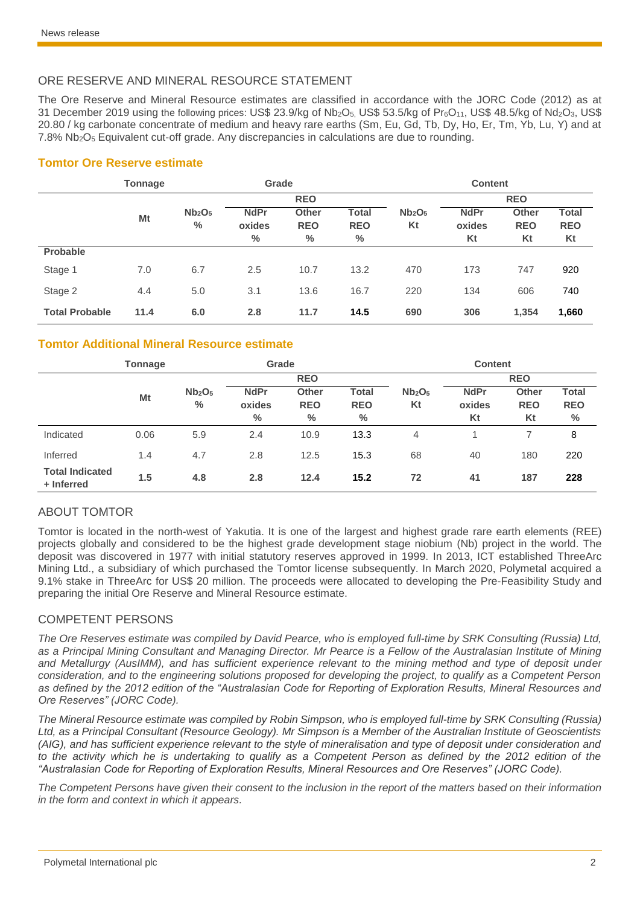## ORE RESERVE AND MINERAL RESOURCE STATEMENT

The Ore Reserve and Mineral Resource estimates are classified in accordance with the JORC Code (2012) as at 31 December 2019 using the following prices: US$ 23.9/kg of $Nb_2O_5$, US$ 53.5/kg of $Pr_6O_{11}$, US$ 48.5/kg of $Nd_2O_3$, US$ 20.80 / kg carbonate concentrate of medium and heavy rare earths (Sm, Eu, Gd, Tb, Dy, Ho, Er, Tm, Yb, Lu, Y) and at 7.8% $Nb_2O_5$ Equivalent cut-off grade. Any discrepancies in calculations are due to rounding.

### Tomtor Ore Reserve estimate

| | Tonnage | Grade | | | | Content | | | |
|---|---|---|---|---|---|---|---|---|---|
| | | | REO | | | | REO | | |
| | Mt | $Nb_2O_5$ % | NdPr oxides % | Other REO % | Total REO % | $Nb_2O_5$ Kt | NdPr oxides Kt | Other REO Kt | Total REO Kt |
| **Probable** | | | | | | | | | |
| Stage 1 | 7.0 | 6.7 | 2.5 | 10.7 | 13.2 | 470 | 173 | 747 | 920 |
| Stage 2 | 4.4 | 5.0 | 3.1 | 13.6 | 16.7 | 220 | 134 | 606 | 740 |
| **Total Probable** | **11.4** | **6.0** | **2.8** | **11.7** | **14.5** | **690** | **306** | **1,354** | **1,660** |

### Tomtor Additional Mineral Resource estimate

| | Tonnage | Grade | | | | Content | | | |
|---|---|---|---|---|---|---|---|---|---|
| | | | REO | | | | REO | | |
| | Mt | $Nb_2O_5$ % | NdPr oxides % | Other REO % | Total REO % | $Nb_2O_5$ Kt | NdPr oxides Kt | Other REO Kt | Total REO % |
| Indicated | 0.06 | 5.9 | 2.4 | 10.9 | 13.3 | 4 | 1 | 7 | 8 |
| Inferred | 1.4 | 4.7 | 2.8 | 12.5 | 15.3 | 68 | 40 | 180 | 220 |
| **Total Indicated + Inferred** | **1.5** | **4.8** | **2.8** | **12.4** | **15.2** | **72** | **41** | **187** | **228** |

## ABOUT TOMTOR

Tomtor is located in the north-west of Yakutia. It is one of the largest and highest grade rare earth elements (REE) projects globally and considered to be the highest grade development stage niobium (Nb) project in the world. The deposit was discovered in 1977 with initial statutory reserves approved in 1999. In 2013, ICT established ThreeArc Mining Ltd., a subsidiary of which purchased the Tomtor license subsequently. In March 2020, Polymetal acquired a 9.1% stake in ThreeArc for US$ 20 million. The proceeds were allocated to developing the Pre-Feasibility Study and preparing the initial Ore Reserve and Mineral Resource estimate.

## COMPETENT PERSONS

*The Ore Reserves estimate was compiled by David Pearce, who is employed full-time by SRK Consulting (Russia) Ltd, as a Principal Mining Consultant and Managing Director. Mr Pearce is a Fellow of the Australasian Institute of Mining and Metallurgy (AusIMM), and has sufficient experience relevant to the mining method and type of deposit under consideration, and to the engineering solutions proposed for developing the project, to qualify as a Competent Person as defined by the 2012 edition of the "Australasian Code for Reporting of Exploration Results, Mineral Resources and Ore Reserves" (JORC Code).*

*The Mineral Resource estimate was compiled by Robin Simpson, who is employed full-time by SRK Consulting (Russia) Ltd, as a Principal Consultant (Resource Geology). Mr Simpson is a Member of the Australian Institute of Geoscientists (AIG), and has sufficient experience relevant to the style of mineralisation and type of deposit under consideration and to the activity which he is undertaking to qualify as a Competent Person as defined by the 2012 edition of the "Australasian Code for Reporting of Exploration Results, Mineral Resources and Ore Reserves" (JORC Code).*

*The Competent Persons have given their consent to the inclusion in the report of the matters based on their information in the form and context in which it appears.*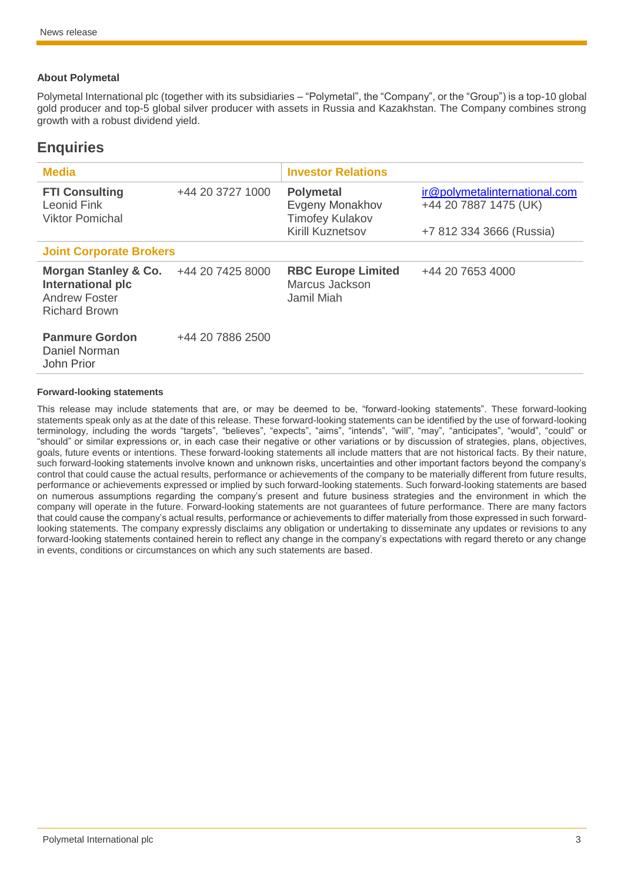### About Polymetal

Polymetal International plc (together with its subsidiaries – "Polymetal", the "Company", or the "Group") is a top-10 global gold producer and top-5 global silver producer with assets in Russia and Kazakhstan. The Company combines strong growth with a robust dividend yield.

## Enquiries

| Media | | Investor Relations | |
|---|---|---|---|
| **FTI Consulting**<br>Leonid Fink<br>Viktor Pomichal | +44 20 3727 1000 | **Polymetal**<br>Evgeny Monakhov<br>Timofey Kulakov<br>Kirill Kuznetsov | ir@polymetalinternational.com<br>+44 20 7887 1475 (UK)<br><br>+7 812 334 3666 (Russia) |
| **Joint Corporate Brokers** | | | |
| **Morgan Stanley & Co. International plc**<br>Andrew Foster<br>Richard Brown | +44 20 7425 8000 | **RBC Europe Limited**<br>Marcus Jackson<br>Jamil Miah | +44 20 7653 4000 |
| **Panmure Gordon**<br>Daniel Norman<br>John Prior | +44 20 7886 2500 | | |

#### Forward-looking statements

This release may include statements that are, or may be deemed to be, "forward-looking statements". These forward-looking statements speak only as at the date of this release. These forward-looking statements can be identified by the use of forward-looking terminology, including the words "targets", "believes", "expects", "aims", "intends", "will", "may", "anticipates", "would", "could" or "should" or similar expressions or, in each case their negative or other variations or by discussion of strategies, plans, objectives, goals, future events or intentions. These forward-looking statements all include matters that are not historical facts. By their nature, such forward-looking statements involve known and unknown risks, uncertainties and other important factors beyond the company's control that could cause the actual results, performance or achievements of the company to be materially different from future results, performance or achievements expressed or implied by such forward-looking statements. Such forward-looking statements are based on numerous assumptions regarding the company's present and future business strategies and the environment in which the company will operate in the future. Forward-looking statements are not guarantees of future performance. There are many factors that could cause the company's actual results, performance or achievements to differ materially from those expressed in such forward-looking statements. The company expressly disclaims any obligation or undertaking to disseminate any updates or revisions to any forward-looking statements contained herein to reflect any change in the company's expectations with regard thereto or any change in events, conditions or circumstances on which any such statements are based.